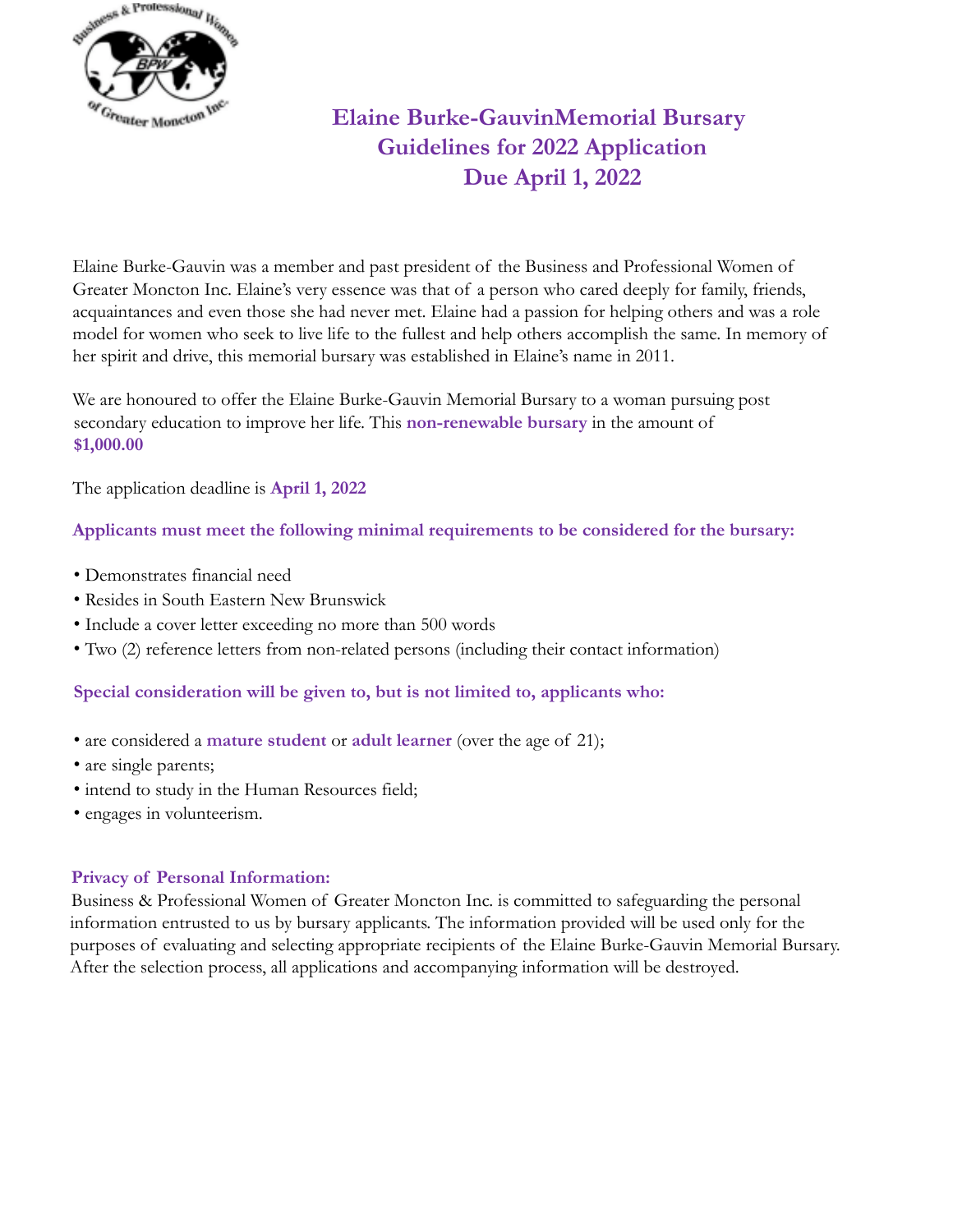# Elaine Burke-GauvinMemorial Bursary
# Guidelines for 2022 Application
# Due April 1, 2022

Elaine Burke-Gauvin was a member and past president of the Business and Professional Women of Greater Moncton Inc. Elaine's very essence was that of a person who cared deeply for family, friends, acquaintances and even those she had never met. Elaine had a passion for helping others and was a role model for women who seek to live life to the fullest and help others accomplish the same. In memory of her spirit and drive, this memorial bursary was established in Elaine's name in 2011.

We are honoured to offer the Elaine Burke-Gauvin Memorial Bursary to a woman pursuing post secondary education to improve her life. This **non-renewable bursary** in the amount of **$1,000.00**

The application deadline is **April 1, 2022**

**Applicants must meet the following minimal requirements to be considered for the bursary:**

- Demonstrates financial need
- Resides in South Eastern New Brunswick
- Include a cover letter exceeding no more than 500 words
- Two (2) reference letters from non-related persons (including their contact information)

**Special consideration will be given to, but is not limited to, applicants who:**

- are considered a **mature student** or **adult learner** (over the age of 21);
- are single parents;
- intend to study in the Human Resources field;
- engages in volunteerism.

**Privacy of Personal Information:**

Business & Professional Women of Greater Moncton Inc. is committed to safeguarding the personal information entrusted to us by bursary applicants. The information provided will be used only for the purposes of evaluating and selecting appropriate recipients of the Elaine Burke-Gauvin Memorial Bursary. After the selection process, all applications and accompanying information will be destroyed.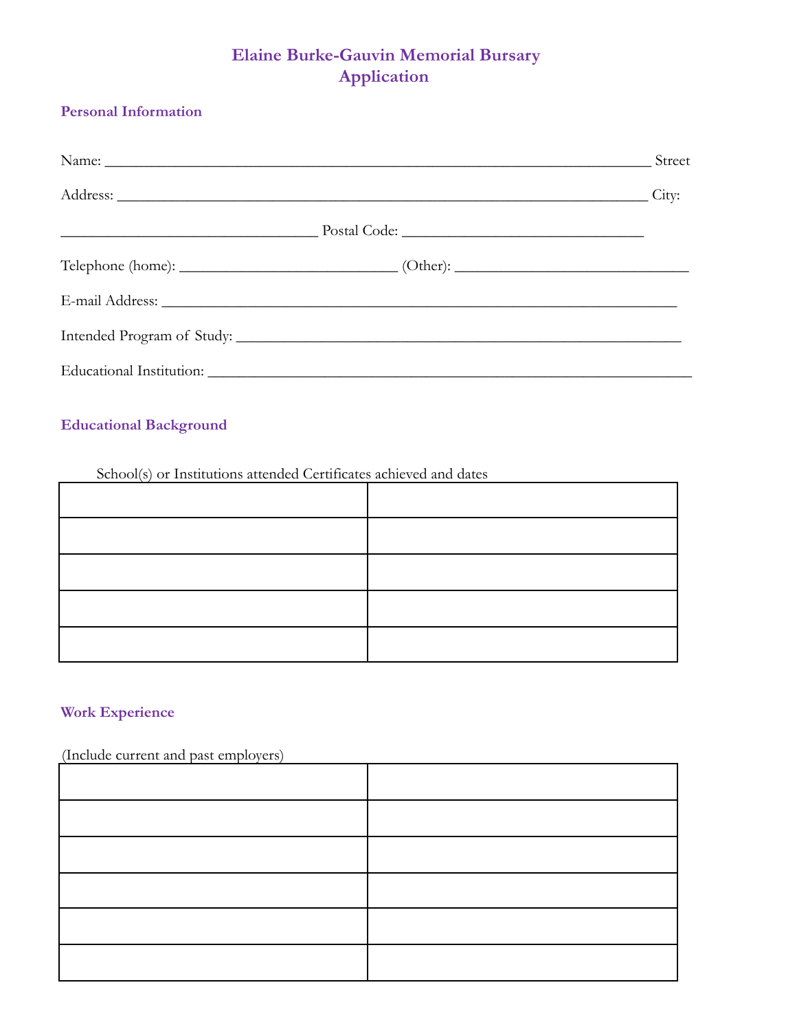## Elaine Burke-Gauvin Memorial Bursary Application

### Personal Information

Name: ______________________________________________________________________ Street

Address: ____________________________________________________________________ City:

______________________________ Postal Code: ____________________________

Telephone (home): ___________________________ (Other): _____________________________

E-mail Address: _____________________________________________________________

Intended Program of Study: ____________________________________________________

Educational Institution: ________________________________________________________

### Educational Background

School(s) or Institutions attended Certificates achieved and dates

| | |
|---|---|
| | |
| | |
| | |
| | |
| | |

### Work Experience

(Include current and past employers)

| | |
|---|---|
| | |
| | |
| | |
| | |
| | |
| | |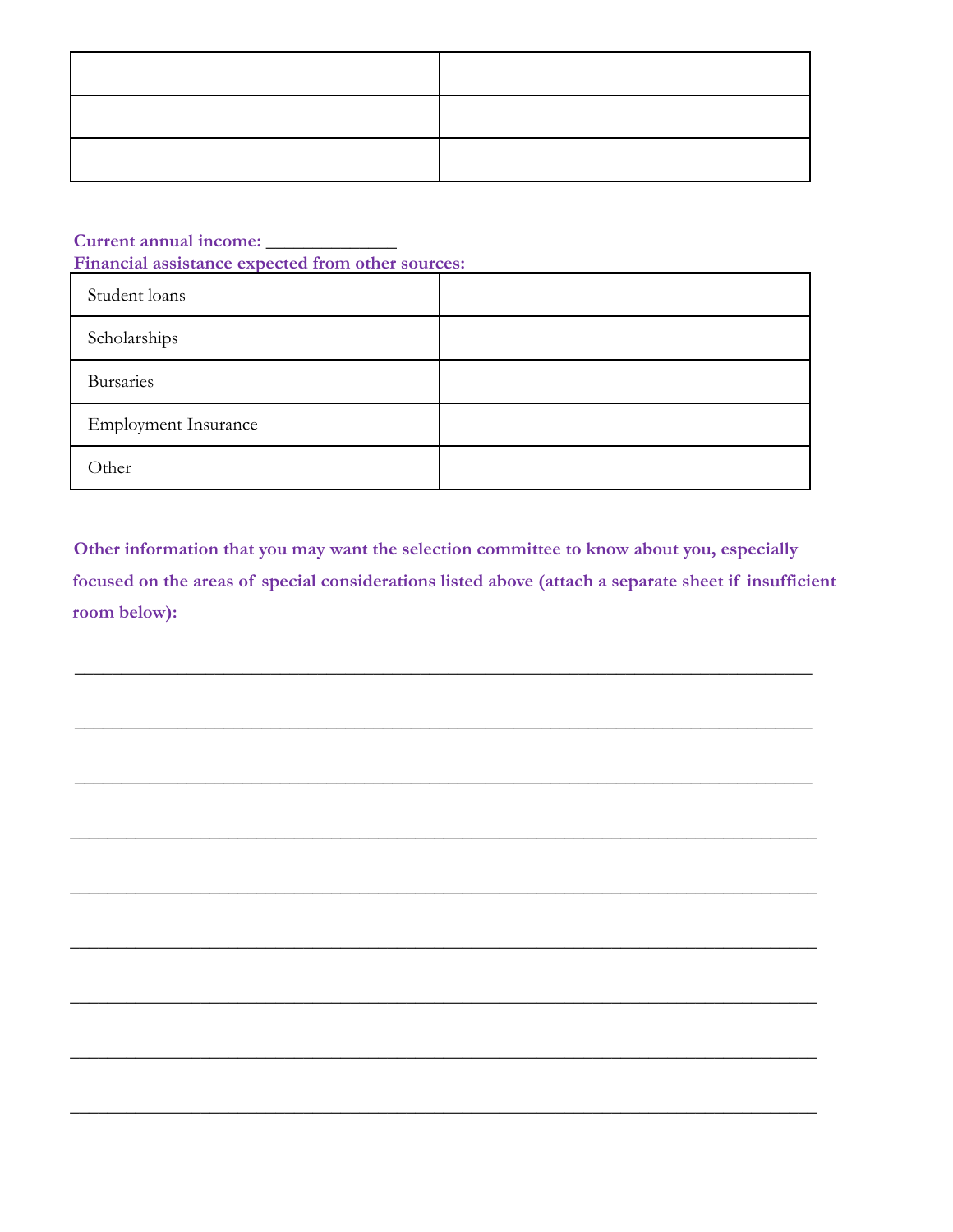| | |
|---|---|
| | |
| | |
| | |

**Current annual income: _____________**

**Financial assistance expected from other sources:**

| | |
|---|---|
| Student loans | |
| Scholarships | |
| Bursaries | |
| Employment Insurance | |
| Other | |

**Other information that you may want the selection committee to know about you, especially focused on the areas of special considerations listed above (attach a separate sheet if insufficient room below):**

_____________________________________________________________________________

_____________________________________________________________________________

_____________________________________________________________________________

_____________________________________________________________________________

_____________________________________________________________________________

_____________________________________________________________________________

_____________________________________________________________________________

_____________________________________________________________________________

_____________________________________________________________________________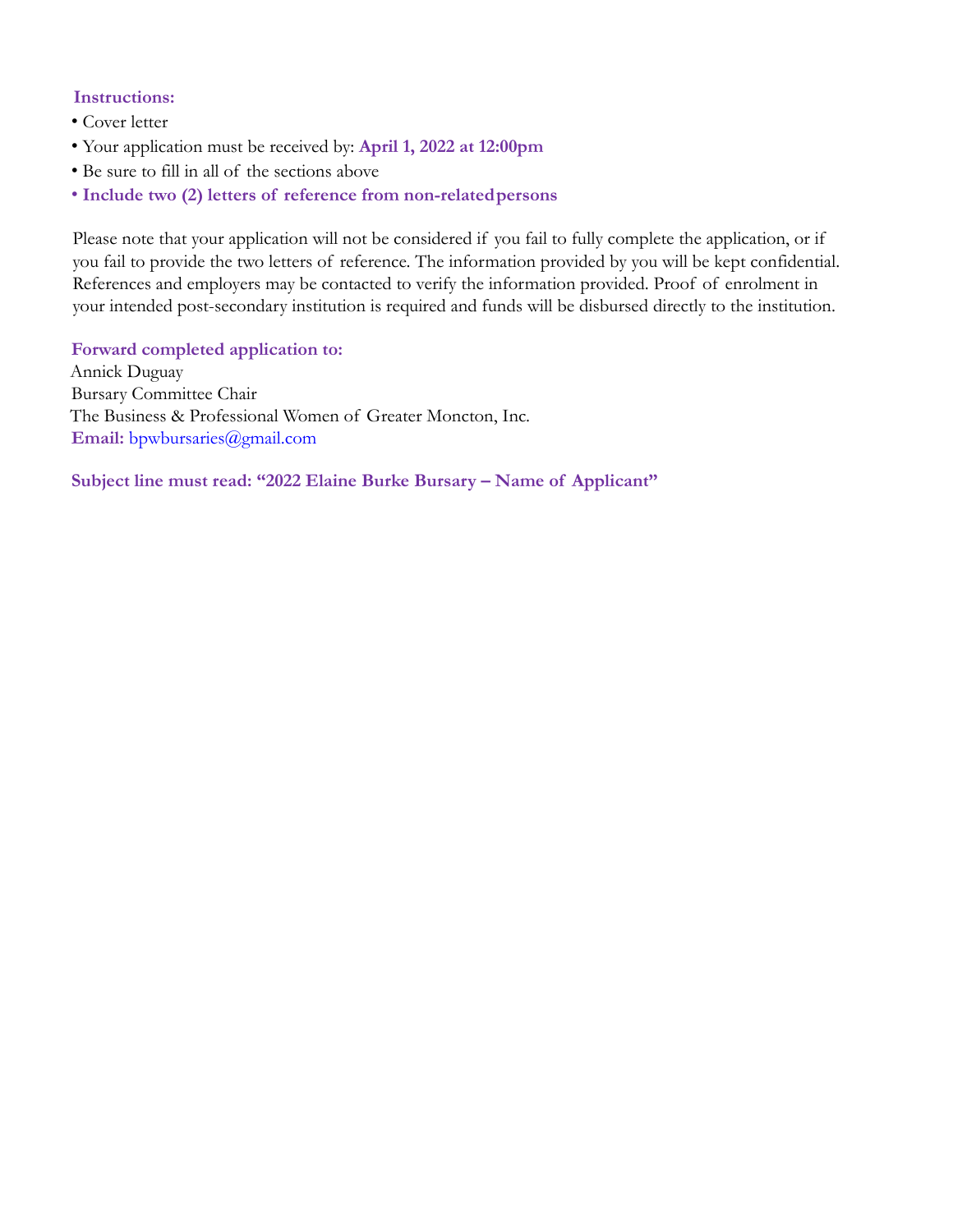**Instructions:**

- Cover letter
- Your application must be received by: **April 1, 2022 at 12:00pm**
- Be sure to fill in all of the sections above
- **Include two (2) letters of reference from non-related persons**

Please note that your application will not be considered if you fail to fully complete the application, or if you fail to provide the two letters of reference. The information provided by you will be kept confidential. References and employers may be contacted to verify the information provided. Proof of enrolment in your intended post-secondary institution is required and funds will be disbursed directly to the institution.

**Forward completed application to:**
Annick Duguay
Bursary Committee Chair
The Business & Professional Women of Greater Moncton, Inc.
**Email:** bpwbursaries@gmail.com

**Subject line must read: "2022 Elaine Burke Bursary – Name of Applicant"**